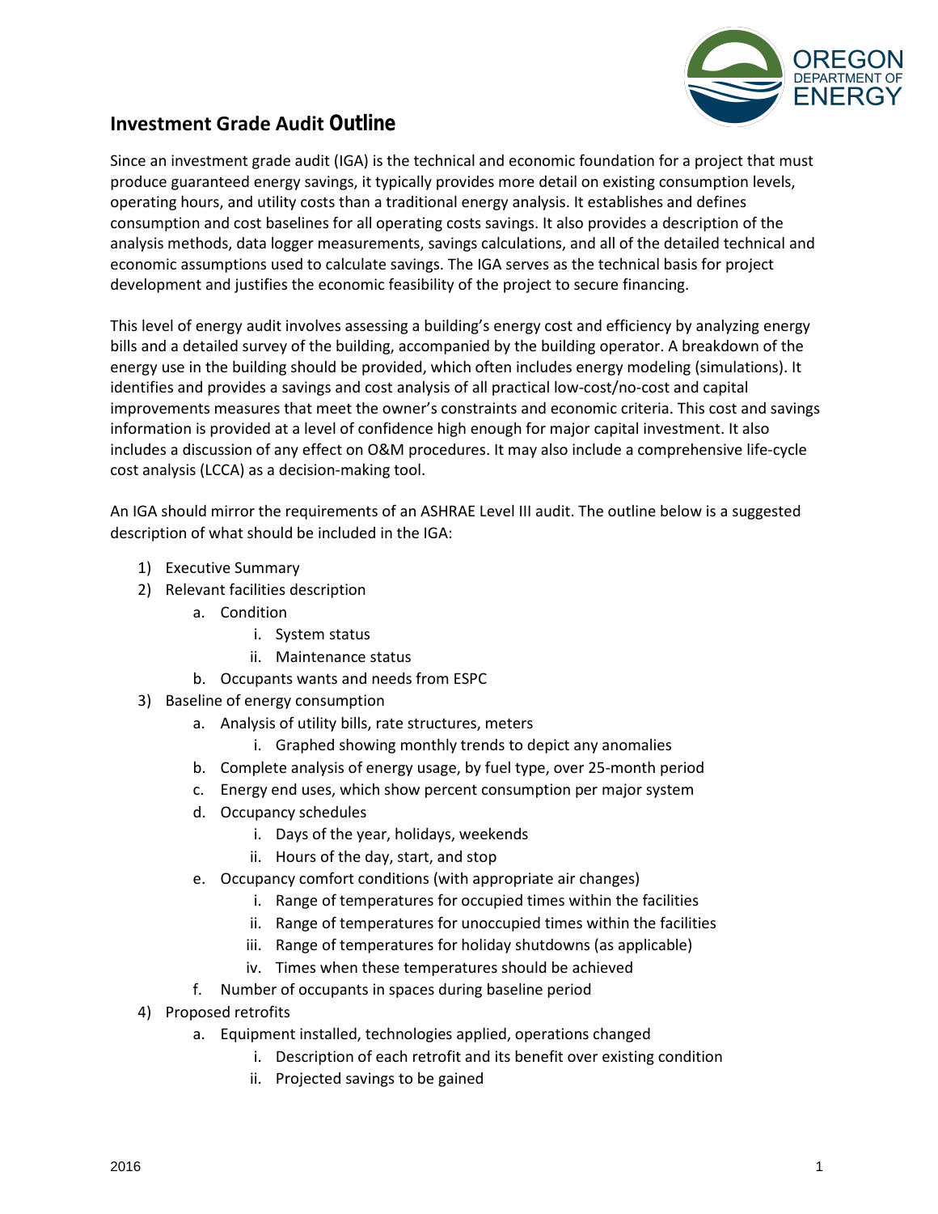# Investment Grade Audit Outline

Since an investment grade audit (IGA) is the technical and economic foundation for a project that must produce guaranteed energy savings, it typically provides more detail on existing consumption levels, operating hours, and utility costs than a traditional energy analysis. It establishes and defines consumption and cost baselines for all operating costs savings. It also provides a description of the analysis methods, data logger measurements, savings calculations, and all of the detailed technical and economic assumptions used to calculate savings. The IGA serves as the technical basis for project development and justifies the economic feasibility of the project to secure financing.

This level of energy audit involves assessing a building's energy cost and efficiency by analyzing energy bills and a detailed survey of the building, accompanied by the building operator. A breakdown of the energy use in the building should be provided, which often includes energy modeling (simulations). It identifies and provides a savings and cost analysis of all practical low-cost/no-cost and capital improvements measures that meet the owner's constraints and economic criteria. This cost and savings information is provided at a level of confidence high enough for major capital investment. It also includes a discussion of any effect on O&M procedures. It may also include a comprehensive life-cycle cost analysis (LCCA) as a decision-making tool.

An IGA should mirror the requirements of an ASHRAE Level III audit. The outline below is a suggested description of what should be included in the IGA:

1) Executive Summary
2) Relevant facilities description
    a. Condition
        i. System status
        ii. Maintenance status
    b. Occupants wants and needs from ESPC
3) Baseline of energy consumption
    a. Analysis of utility bills, rate structures, meters
        i. Graphed showing monthly trends to depict any anomalies
    b. Complete analysis of energy usage, by fuel type, over 25-month period
    c. Energy end uses, which show percent consumption per major system
    d. Occupancy schedules
        i. Days of the year, holidays, weekends
        ii. Hours of the day, start, and stop
    e. Occupancy comfort conditions (with appropriate air changes)
        i. Range of temperatures for occupied times within the facilities
        ii. Range of temperatures for unoccupied times within the facilities
        iii. Range of temperatures for holiday shutdowns (as applicable)
        iv. Times when these temperatures should be achieved
    f. Number of occupants in spaces during baseline period
4) Proposed retrofits
    a. Equipment installed, technologies applied, operations changed
        i. Description of each retrofit and its benefit over existing condition
        ii. Projected savings to be gained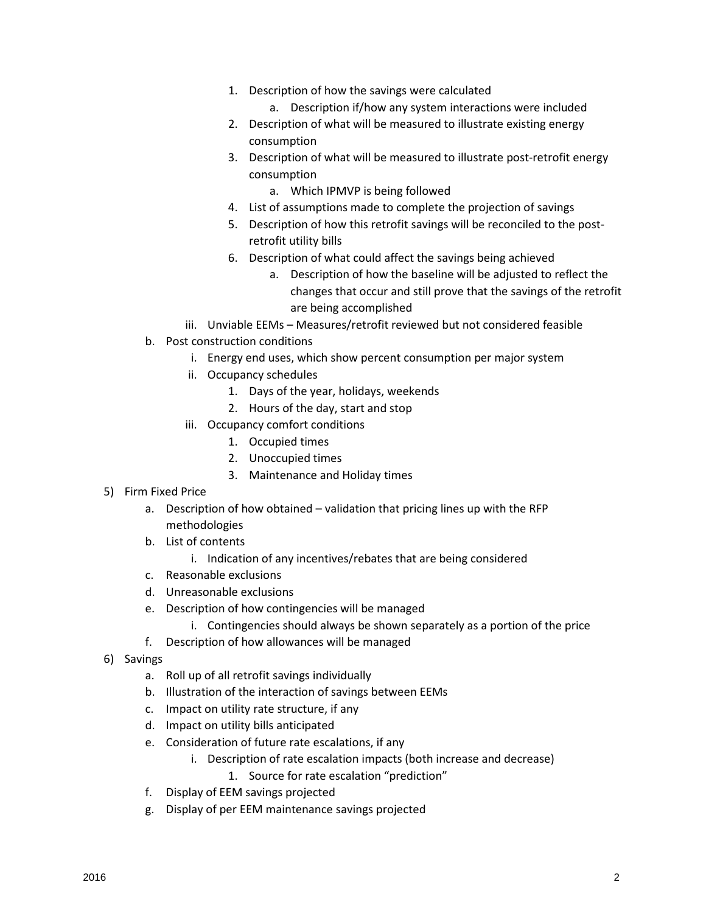1. Description of how the savings were calculated
    a. Description if/how any system interactions were included
2. Description of what will be measured to illustrate existing energy consumption
3. Description of what will be measured to illustrate post-retrofit energy consumption
    a. Which IPMVP is being followed
4. List of assumptions made to complete the projection of savings
5. Description of how this retrofit savings will be reconciled to the post-retrofit utility bills
6. Description of what could affect the savings being achieved
    a. Description of how the baseline will be adjusted to reflect the changes that occur and still prove that the savings of the retrofit are being accomplished

iii. Unviable EEMs – Measures/retrofit reviewed but not considered feasible

b. Post construction conditions
    i. Energy end uses, which show percent consumption per major system
    ii. Occupancy schedules
        1. Days of the year, holidays, weekends
        2. Hours of the day, start and stop
    iii. Occupancy comfort conditions
        1. Occupied times
        2. Unoccupied times
        3. Maintenance and Holiday times

5) Firm Fixed Price
    a. Description of how obtained – validation that pricing lines up with the RFP methodologies
    b. List of contents
        i. Indication of any incentives/rebates that are being considered
    c. Reasonable exclusions
    d. Unreasonable exclusions
    e. Description of how contingencies will be managed
        i. Contingencies should always be shown separately as a portion of the price
    f. Description of how allowances will be managed

6) Savings
    a. Roll up of all retrofit savings individually
    b. Illustration of the interaction of savings between EEMs
    c. Impact on utility rate structure, if any
    d. Impact on utility bills anticipated
    e. Consideration of future rate escalations, if any
        i. Description of rate escalation impacts (both increase and decrease)
            1. Source for rate escalation "prediction"
    f. Display of EEM savings projected
    g. Display of per EEM maintenance savings projected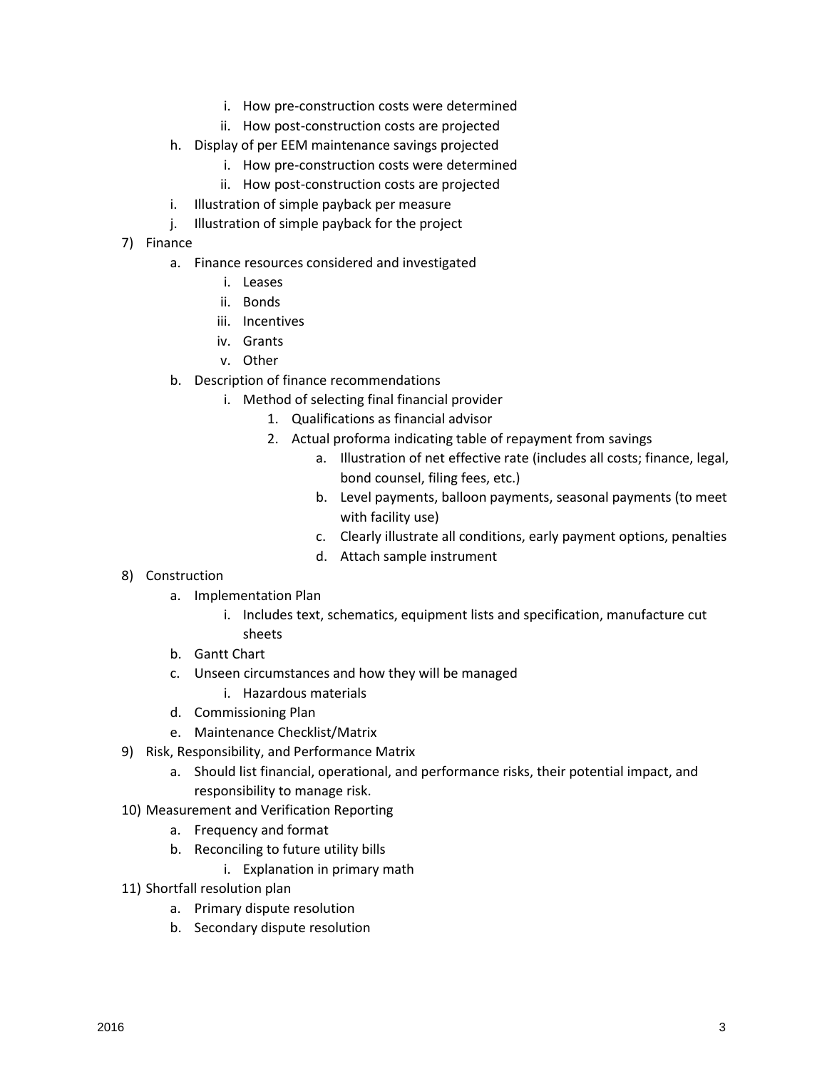i. How pre-construction costs were determined
        ii. How post-construction costs are projected
    h. Display of per EEM maintenance savings projected
        i. How pre-construction costs were determined
        ii. How post-construction costs are projected
    i. Illustration of simple payback per measure
    j. Illustration of simple payback for the project

7) Finance
    a. Finance resources considered and investigated
        i. Leases
        ii. Bonds
        iii. Incentives
        iv. Grants
        v. Other
    b. Description of finance recommendations
        i. Method of selecting final financial provider
            1. Qualifications as financial advisor
            2. Actual proforma indicating table of repayment from savings
                a. Illustration of net effective rate (includes all costs; finance, legal, bond counsel, filing fees, etc.)
                b. Level payments, balloon payments, seasonal payments (to meet with facility use)
                c. Clearly illustrate all conditions, early payment options, penalties
                d. Attach sample instrument

8) Construction
    a. Implementation Plan
        i. Includes text, schematics, equipment lists and specification, manufacture cut sheets
    b. Gantt Chart
    c. Unseen circumstances and how they will be managed
        i. Hazardous materials
    d. Commissioning Plan
    e. Maintenance Checklist/Matrix

9) Risk, Responsibility, and Performance Matrix
    a. Should list financial, operational, and performance risks, their potential impact, and responsibility to manage risk.

10) Measurement and Verification Reporting
    a. Frequency and format
    b. Reconciling to future utility bills
        i. Explanation in primary math

11) Shortfall resolution plan
    a. Primary dispute resolution
    b. Secondary dispute resolution